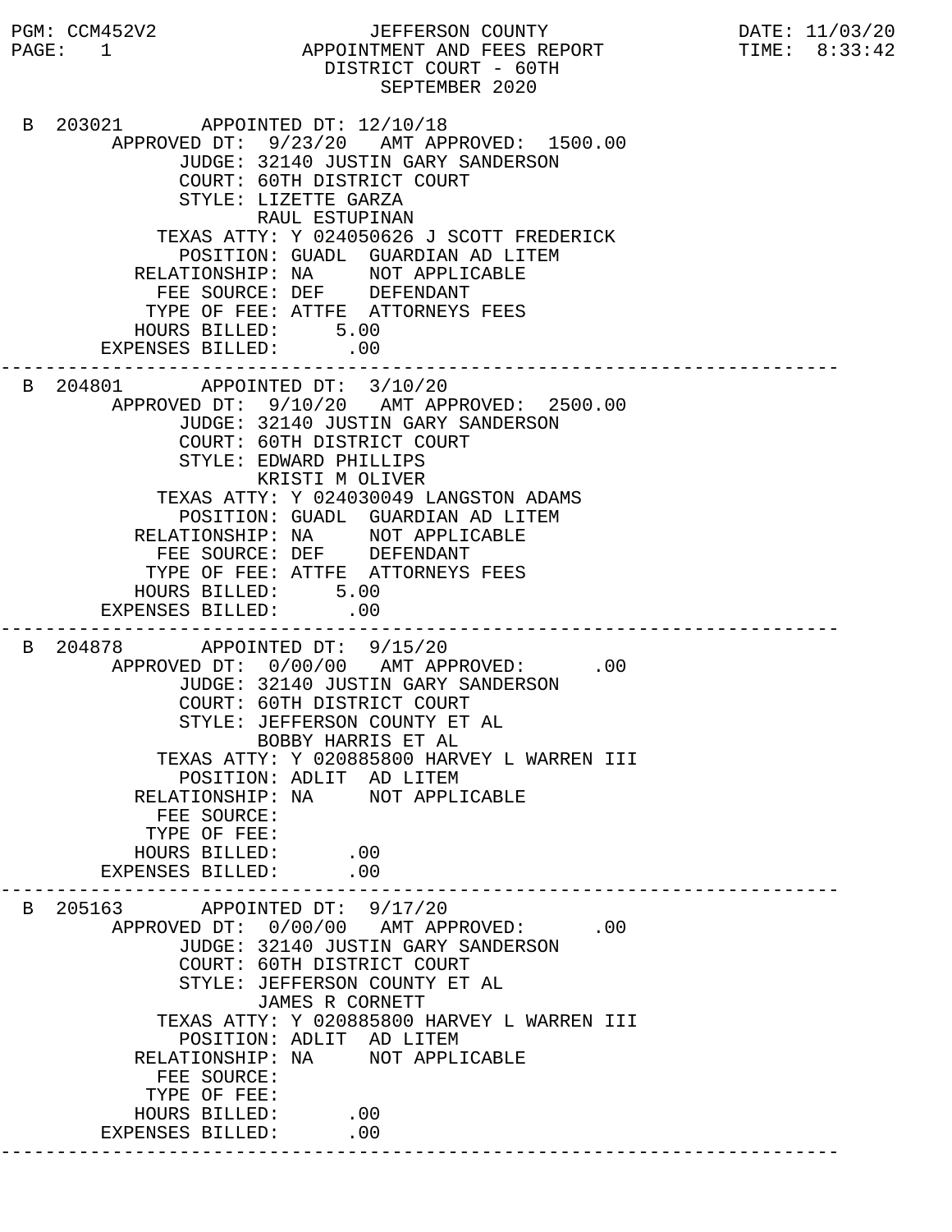PGM: CCM452V2 JEFFERSON COUNTY DATE: 11/03/20
PAGE: 1 APPOINTMENT AND FEES REPORT TIME: 8:33:42

# JEFFERSON COUNTY
## APPOINTMENT AND FEES REPORT
### DISTRICT COURT - 60TH
### SEPTEMBER 2020

```
B 203021       APPOINTED DT: 12/10/18
        APPROVED DT:  9/23/20   AMT APPROVED:  1500.00
              JUDGE: 32140 JUSTIN GARY SANDERSON
              COURT: 60TH DISTRICT COURT
              STYLE: LIZETTE GARZA
                     RAUL ESTUPINAN
         TEXAS ATTY: Y 024050626 J SCOTT FREDERICK
           POSITION: GUADL  GUARDIAN AD LITEM
       RELATIONSHIP: NA     NOT APPLICABLE
         FEE SOURCE: DEF    DEFENDANT
        TYPE OF FEE: ATTFE  ATTORNEYS FEES
       HOURS BILLED:     5.00
    EXPENSES BILLED:      .00
```

---

```
B 204801       APPOINTED DT:  3/10/20
        APPROVED DT:  9/10/20   AMT APPROVED:  2500.00
              JUDGE: 32140 JUSTIN GARY SANDERSON
              COURT: 60TH DISTRICT COURT
              STYLE: EDWARD PHILLIPS
                     KRISTI M OLIVER
         TEXAS ATTY: Y 024030049 LANGSTON ADAMS
           POSITION: GUADL  GUARDIAN AD LITEM
       RELATIONSHIP: NA     NOT APPLICABLE
         FEE SOURCE: DEF    DEFENDANT
        TYPE OF FEE: ATTFE  ATTORNEYS FEES
       HOURS BILLED:     5.00
    EXPENSES BILLED:      .00
```

---

```
B 204878       APPOINTED DT:  9/15/20
        APPROVED DT:  0/00/00   AMT APPROVED:      .00
              JUDGE: 32140 JUSTIN GARY SANDERSON
              COURT: 60TH DISTRICT COURT
              STYLE: JEFFERSON COUNTY ET AL
                     BOBBY HARRIS ET AL
         TEXAS ATTY: Y 020885800 HARVEY L WARREN III
           POSITION: ADLIT  AD LITEM
       RELATIONSHIP: NA     NOT APPLICABLE
         FEE SOURCE:
        TYPE OF FEE:
       HOURS BILLED:      .00
    EXPENSES BILLED:      .00
```

---

```
B 205163       APPOINTED DT:  9/17/20
        APPROVED DT:  0/00/00   AMT APPROVED:      .00
              JUDGE: 32140 JUSTIN GARY SANDERSON
              COURT: 60TH DISTRICT COURT
              STYLE: JEFFERSON COUNTY ET AL
                     JAMES R CORNETT
         TEXAS ATTY: Y 020885800 HARVEY L WARREN III
           POSITION: ADLIT  AD LITEM
       RELATIONSHIP: NA     NOT APPLICABLE
         FEE SOURCE:
        TYPE OF FEE:
       HOURS BILLED:      .00
    EXPENSES BILLED:      .00
```

---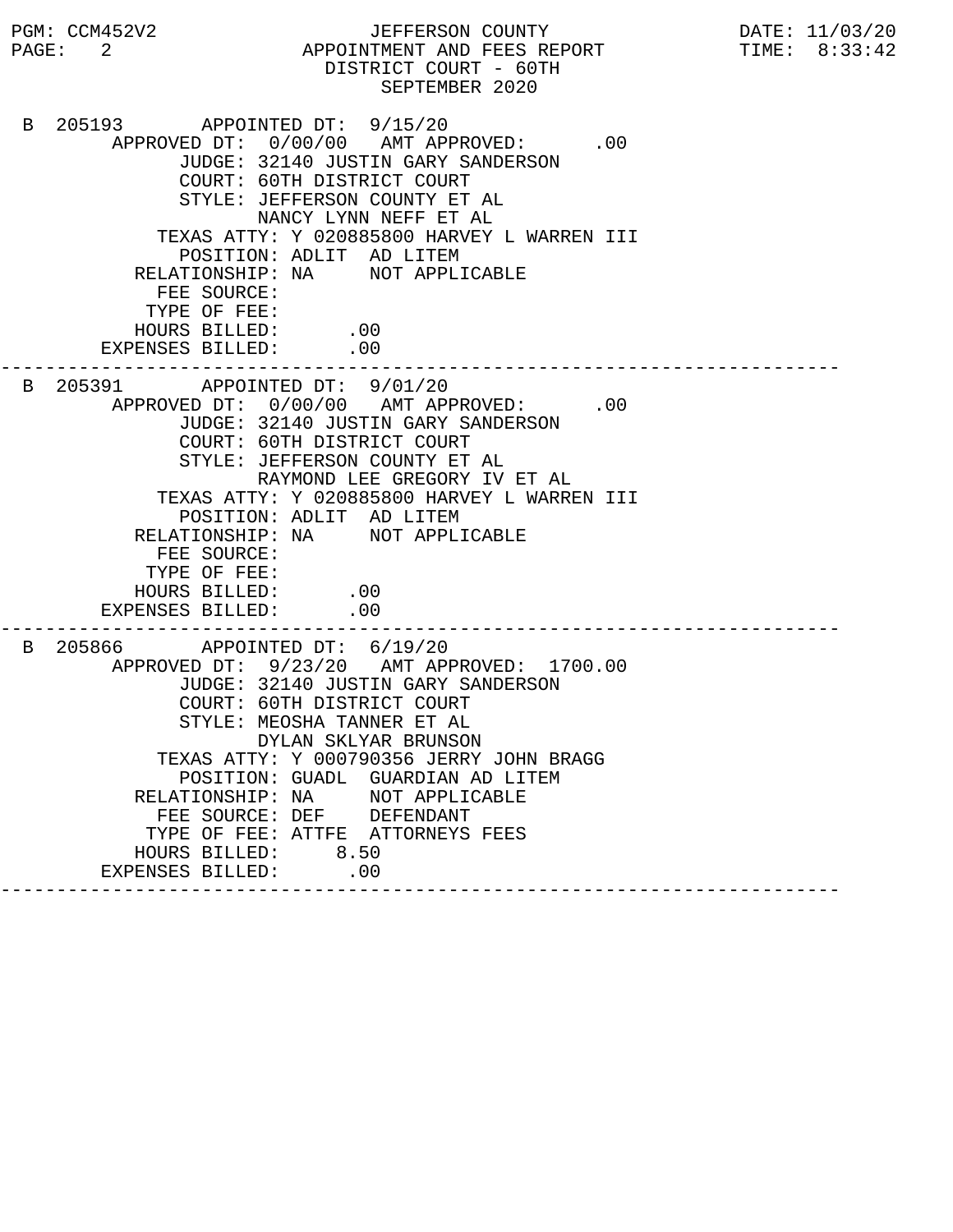# JEFFERSON COUNTY
## APPOINTMENT AND FEES REPORT
### DISTRICT COURT - 60TH
### SEPTEMBER 2020

PGM: CCM452V2 DATE: 11/03/20
TIME: 8:33:42

```
B 205193       APPOINTED DT:  9/15/20
      APPROVED DT:  0/00/00   AMT APPROVED:       .00
            JUDGE: 32140 JUSTIN GARY SANDERSON
            COURT: 60TH DISTRICT COURT
            STYLE: JEFFERSON COUNTY ET AL
                   NANCY LYNN NEFF ET AL
          TEXAS ATTY: Y 020885800 HARVEY L WARREN III
            POSITION: ADLIT  AD LITEM
        RELATIONSHIP: NA     NOT APPLICABLE
          FEE SOURCE:
         TYPE OF FEE:
        HOURS BILLED:       .00
     EXPENSES BILLED:       .00
-------------------------------------------------------------------------------
B 205391       APPOINTED DT:  9/01/20
      APPROVED DT:  0/00/00   AMT APPROVED:       .00
            JUDGE: 32140 JUSTIN GARY SANDERSON
            COURT: 60TH DISTRICT COURT
            STYLE: JEFFERSON COUNTY ET AL
                   RAYMOND LEE GREGORY IV ET AL
          TEXAS ATTY: Y 020885800 HARVEY L WARREN III
            POSITION: ADLIT  AD LITEM
        RELATIONSHIP: NA     NOT APPLICABLE
          FEE SOURCE:
         TYPE OF FEE:
        HOURS BILLED:       .00
     EXPENSES BILLED:       .00
-------------------------------------------------------------------------------
B 205866       APPOINTED DT:  6/19/20
      APPROVED DT:  9/23/20   AMT APPROVED:  1700.00
            JUDGE: 32140 JUSTIN GARY SANDERSON
            COURT: 60TH DISTRICT COURT
            STYLE: MEOSHA TANNER ET AL
                   DYLAN SKLYAR BRUNSON
          TEXAS ATTY: Y 000790356 JERRY JOHN BRAGG
            POSITION: GUADL  GUARDIAN AD LITEM
        RELATIONSHIP: NA     NOT APPLICABLE
          FEE SOURCE: DEF    DEFENDANT
         TYPE OF FEE: ATTFE  ATTORNEYS FEES
        HOURS BILLED:      8.50
     EXPENSES BILLED:       .00
-------------------------------------------------------------------------------
```